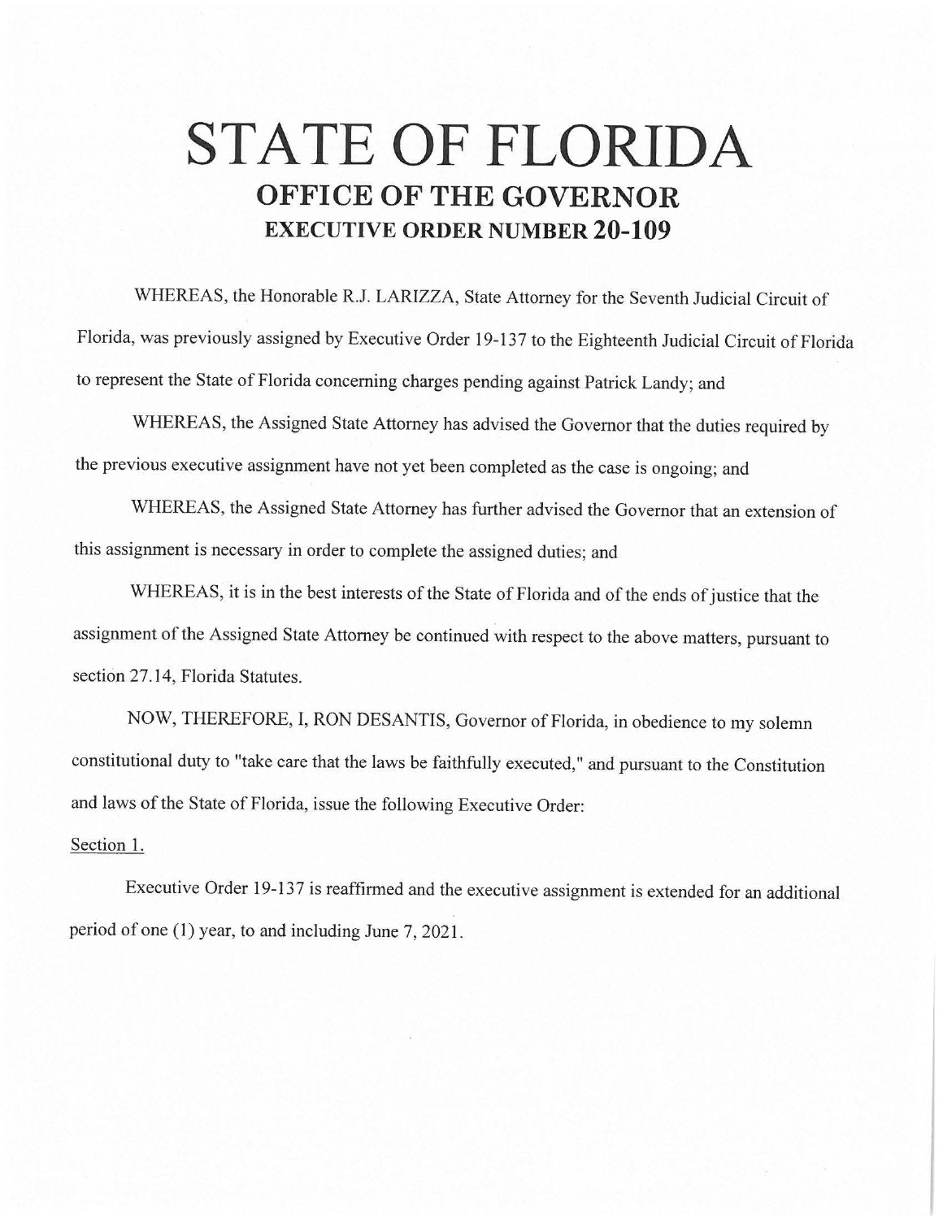# STATE OF FLORIDA

## OFFICE OF THE GOVERNOR

### EXECUTIVE ORDER NUMBER 20-109

WHEREAS, the Honorable R.J. LARIZZA, State Attorney for the Seventh Judicial Circuit of Florida, was previously assigned by Executive Order 19-137 to the Eighteenth Judicial Circuit of Florida to represent the State of Florida concerning charges pending against Patrick Landy; and

WHEREAS, the Assigned State Attorney has advised the Governor that the duties required by the previous executive assignment have not yet been completed as the case is ongoing; and

WHEREAS, the Assigned State Attorney has further advised the Governor that an extension of this assignment is necessary in order to complete the assigned duties; and

WHEREAS, it is in the best interests of the State of Florida and of the ends of justice that the assignment of the Assigned State Attorney be continued with respect to the above matters, pursuant to section 27.14, Florida Statutes.

NOW, THEREFORE, I, RON DESANTIS, Governor of Florida, in obedience to my solemn constitutional duty to "take care that the laws be faithfully executed," and pursuant to the Constitution and laws of the State of Florida, issue the following Executive Order:

Section 1.

Executive Order 19-137 is reaffirmed and the executive assignment is extended for an additional period of one (1) year, to and including June 7, 2021.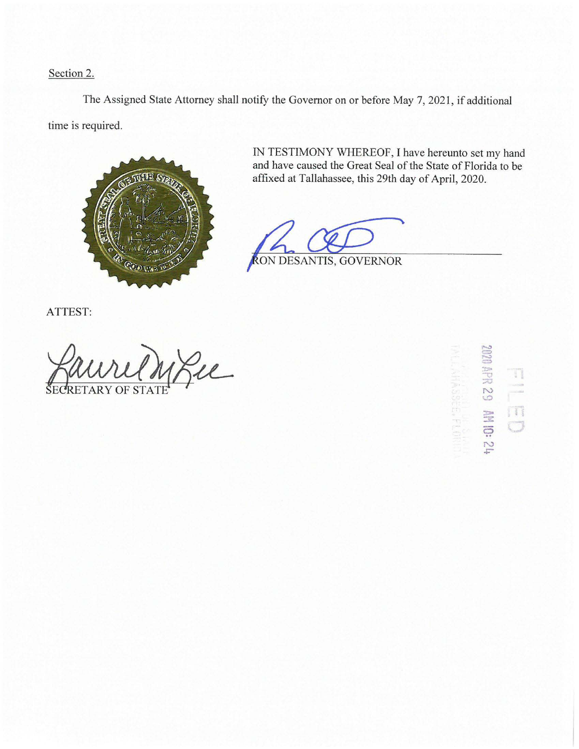Section 2.

The Assigned State Attorney shall notify the Governor on or before May 7, 2021, if additional time is required.

IN TESTIMONY WHEREOF, I have hereunto set my hand and have caused the Great Seal of the State of Florida to be affixed at Tallahassee, this 29th day of April, 2020.

RON DESANTIS, GOVERNOR

ATTEST:

SECRETARY OF STATE

FILED

2020 APR 29 AM 10: 24

TALLAHASSEE, FLORIDA